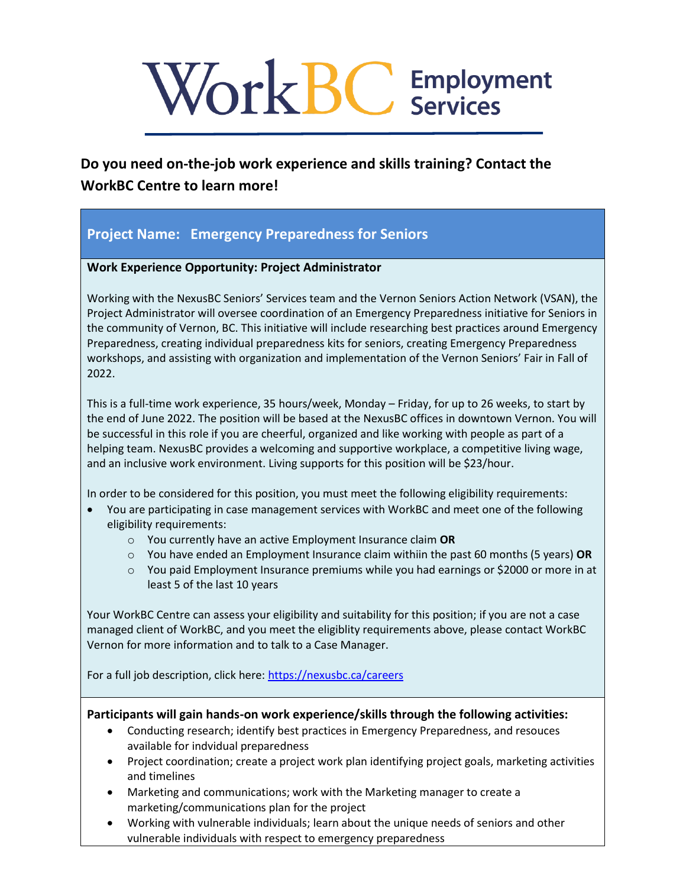# WorkBC Employment Services

## Do you need on-the-job work experience and skills training? Contact the WorkBC Centre to learn more!

### Project Name: Emergency Preparedness for Seniors

**Work Experience Opportunity: Project Administrator**

Working with the NexusBC Seniors' Services team and the Vernon Seniors Action Network (VSAN), the Project Administrator will oversee coordination of an Emergency Preparedness initiative for Seniors in the community of Vernon, BC. This initiative will include researching best practices around Emergency Preparedness, creating individual preparedness kits for seniors, creating Emergency Preparedness workshops, and assisting with organization and implementation of the Vernon Seniors' Fair in Fall of 2022.

This is a full-time work experience, 35 hours/week, Monday – Friday, for up to 26 weeks, to start by the end of June 2022. The position will be based at the NexusBC offices in downtown Vernon. You will be successful in this role if you are cheerful, organized and like working with people as part of a helping team. NexusBC provides a welcoming and supportive workplace, a competitive living wage, and an inclusive work environment. Living supports for this position will be $23/hour.

In order to be considered for this position, you must meet the following eligibility requirements:

- You are participating in case management services with WorkBC and meet one of the following eligibility requirements:
  - You currently have an active Employment Insurance claim **OR**
  - You have ended an Employment Insurance claim withiin the past 60 months (5 years) **OR**
  - You paid Employment Insurance premiums while you had earnings or $2000 or more in at least 5 of the last 10 years

Your WorkBC Centre can assess your eligibility and suitability for this position; if you are not a case managed client of WorkBC, and you meet the eligiblity requirements above, please contact WorkBC Vernon for more information and to talk to a Case Manager.

For a full job description, click here: https://nexusbc.ca/careers

**Participants will gain hands-on work experience/skills through the following activities:**

- Conducting research; identify best practices in Emergency Preparedness, and resouces available for indvidual preparedness
- Project coordination; create a project work plan identifying project goals, marketing activities and timelines
- Marketing and communications; work with the Marketing manager to create a marketing/communications plan for the project
- Working with vulnerable individuals; learn about the unique needs of seniors and other vulnerable individuals with respect to emergency preparedness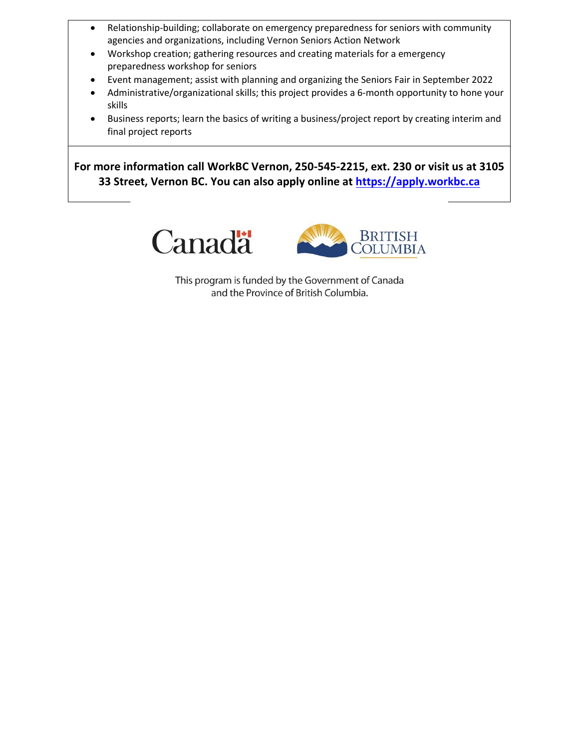- Relationship-building; collaborate on emergency preparedness for seniors with community agencies and organizations, including Vernon Seniors Action Network
- Workshop creation; gathering resources and creating materials for a emergency preparedness workshop for seniors
- Event management; assist with planning and organizing the Seniors Fair in September 2022
- Administrative/organizational skills; this project provides a 6-month opportunity to hone your skills
- Business reports; learn the basics of writing a business/project report by creating interim and final project reports

**For more information call WorkBC Vernon, 250-545-2215, ext. 230 or visit us at 3105 33 Street, Vernon BC. You can also apply online at [https://apply.workbc.ca](https://apply.workbc.ca)**

Canada

BRITISH COLUMBIA

This program is funded by the Government of Canada and the Province of British Columbia.